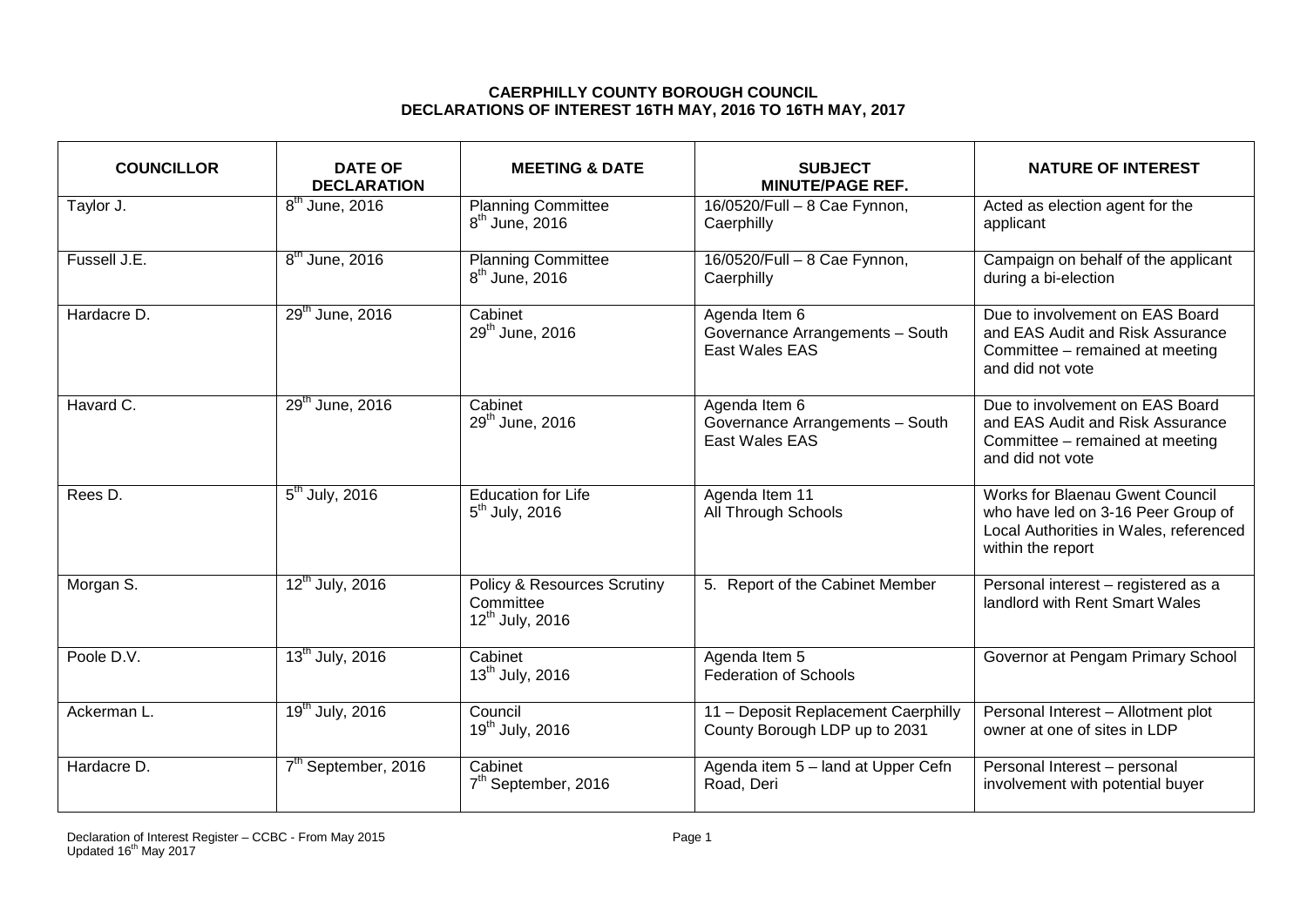**CAERPHILLY COUNTY BOROUGH COUNCIL**
**DECLARATIONS OF INTEREST 16TH MAY, 2016 TO 16TH MAY, 2017**

| COUNCILLOR | DATE OF DECLARATION | MEETING & DATE | SUBJECT MINUTE/PAGE REF. | NATURE OF INTEREST |
|---|---|---|---|---|
| Taylor J. | 8th June, 2016 | Planning Committee 8th June, 2016 | 16/0520/Full – 8 Cae Fynnon, Caerphilly | Acted as election agent for the applicant |
| Fussell J.E. | 8th June, 2016 | Planning Committee 8th June, 2016 | 16/0520/Full – 8 Cae Fynnon, Caerphilly | Campaign on behalf of the applicant during a bi-election |
| Hardacre D. | 29th June, 2016 | Cabinet 29th June, 2016 | Agenda Item 6 Governance Arrangements – South East Wales EAS | Due to involvement on EAS Board and EAS Audit and Risk Assurance Committee – remained at meeting and did not vote |
| Havard C. | 29th June, 2016 | Cabinet 29th June, 2016 | Agenda Item 6 Governance Arrangements – South East Wales EAS | Due to involvement on EAS Board and EAS Audit and Risk Assurance Committee – remained at meeting and did not vote |
| Rees D. | 5th July, 2016 | Education for Life 5th July, 2016 | Agenda Item 11 All Through Schools | Works for Blaenau Gwent Council who have led on 3-16 Peer Group of Local Authorities in Wales, referenced within the report |
| Morgan S. | 12th July, 2016 | Policy & Resources Scrutiny Committee 12th July, 2016 | 5. Report of the Cabinet Member | Personal interest – registered as a landlord with Rent Smart Wales |
| Poole D.V. | 13th July, 2016 | Cabinet 13th July, 2016 | Agenda Item 5 Federation of Schools | Governor at Pengam Primary School |
| Ackerman L. | 19th July, 2016 | Council 19th July, 2016 | 11 – Deposit Replacement Caerphilly County Borough LDP up to 2031 | Personal Interest – Allotment plot owner at one of sites in LDP |
| Hardacre D. | 7th September, 2016 | Cabinet 7th September, 2016 | Agenda item 5 – land at Upper Cefn Road, Deri | Personal Interest – personal involvement with potential buyer |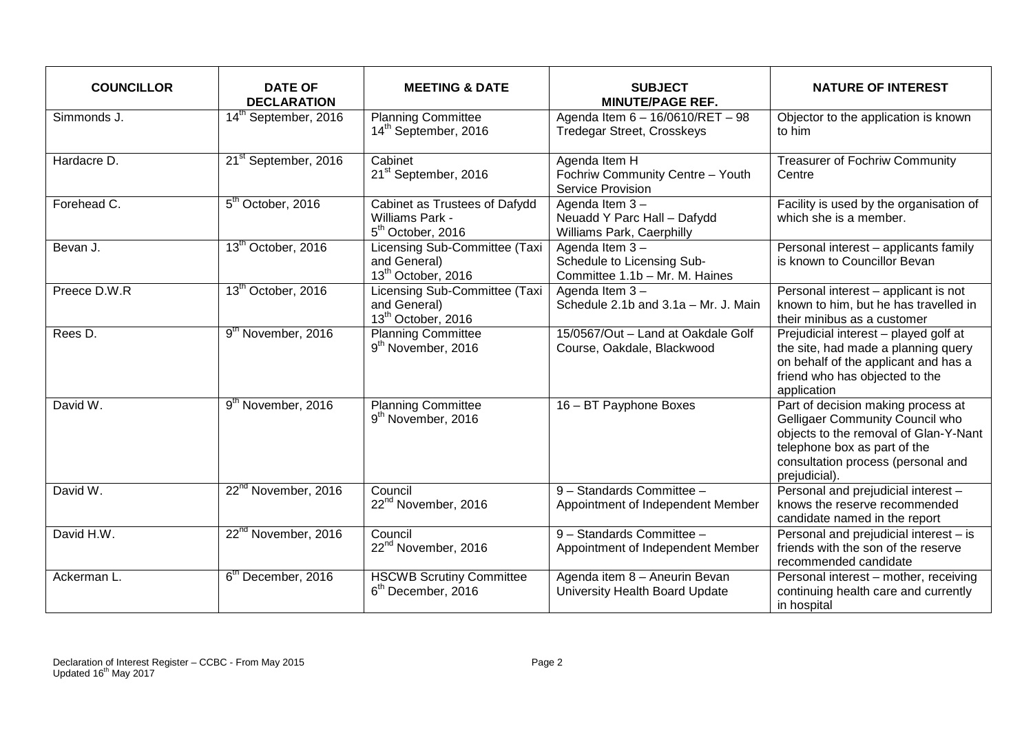| COUNCILLOR | DATE OF DECLARATION | MEETING & DATE | SUBJECT MINUTE/PAGE REF. | NATURE OF INTEREST |
|---|---|---|---|---|
| Simmonds J. | 14th September, 2016 | Planning Committee 14th September, 2016 | Agenda Item 6 – 16/0610/RET – 98 Tredegar Street, Crosskeys | Objector to the application is known to him |
| Hardacre D. | 21st September, 2016 | Cabinet 21st September, 2016 | Agenda Item H Fochriw Community Centre – Youth Service Provision | Treasurer of Fochriw Community Centre |
| Forehead C. | 5th October, 2016 | Cabinet as Trustees of Dafydd Williams Park - 5th October, 2016 | Agenda Item 3 – Neuadd Y Parc Hall – Dafydd Williams Park, Caerphilly | Facility is used by the organisation of which she is a member. |
| Bevan J. | 13th October, 2016 | Licensing Sub-Committee (Taxi and General) 13th October, 2016 | Agenda Item 3 – Schedule to Licensing Sub-Committee 1.1b – Mr. M. Haines | Personal interest – applicants family is known to Councillor Bevan |
| Preece D.W.R | 13th October, 2016 | Licensing Sub-Committee (Taxi and General) 13th October, 2016 | Agenda Item 3 – Schedule 2.1b and 3.1a – Mr. J. Main | Personal interest – applicant is not known to him, but he has travelled in their minibus as a customer |
| Rees D. | 9th November, 2016 | Planning Committee 9th November, 2016 | 15/0567/Out – Land at Oakdale Golf Course, Oakdale, Blackwood | Prejudicial interest – played golf at the site, had made a planning query on behalf of the applicant and has a friend who has objected to the application |
| David W. | 9th November, 2016 | Planning Committee 9th November, 2016 | 16 – BT Payphone Boxes | Part of decision making process at Gelligaer Community Council who objects to the removal of Glan-Y-Nant telephone box as part of the consultation process (personal and prejudicial). |
| David W. | 22nd November, 2016 | Council 22nd November, 2016 | 9 – Standards Committee – Appointment of Independent Member | Personal and prejudicial interest – knows the reserve recommended candidate named in the report |
| David H.W. | 22nd November, 2016 | Council 22nd November, 2016 | 9 – Standards Committee – Appointment of Independent Member | Personal and prejudicial interest – is friends with the son of the reserve recommended candidate |
| Ackerman L. | 6th December, 2016 | HSCWB Scrutiny Committee 6th December, 2016 | Agenda item 8 – Aneurin Bevan University Health Board Update | Personal interest – mother, receiving continuing health care and currently in hospital |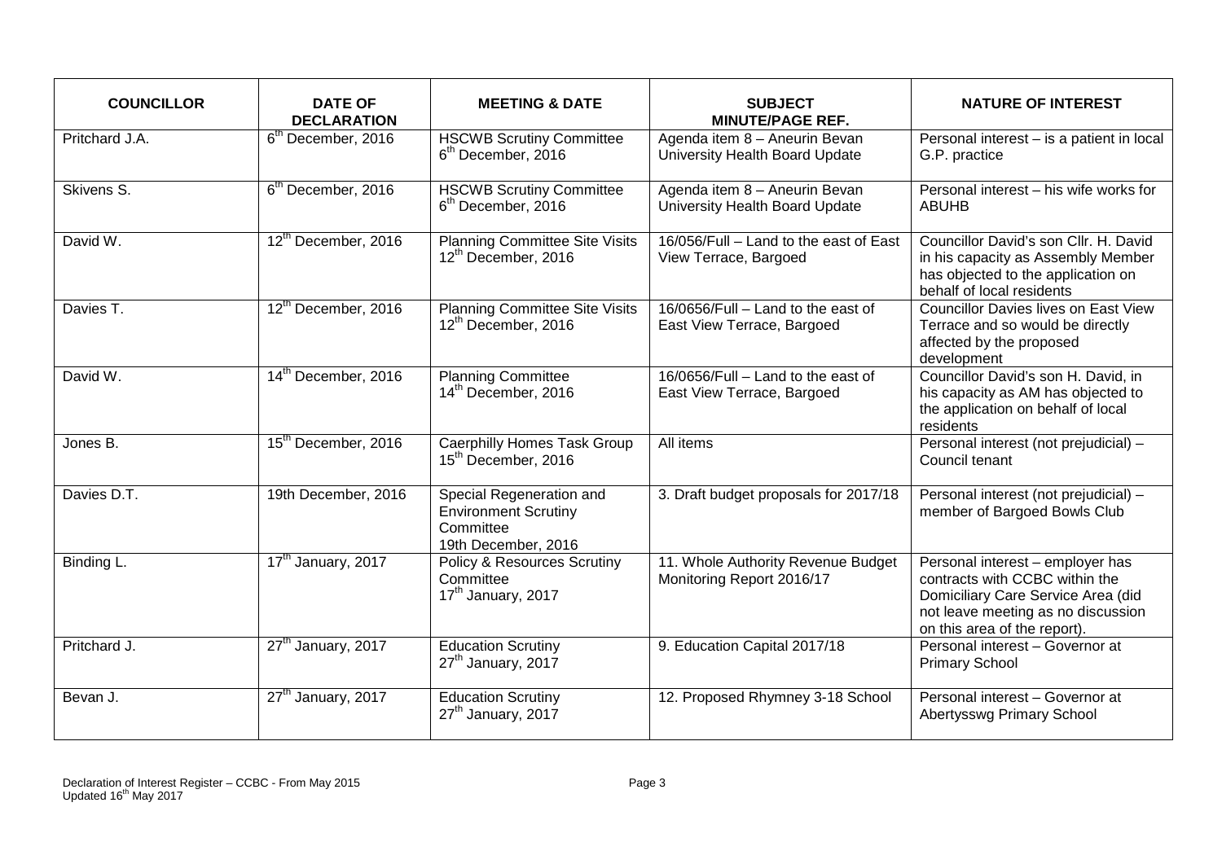| COUNCILLOR | DATE OF DECLARATION | MEETING & DATE | SUBJECT MINUTE/PAGE REF. | NATURE OF INTEREST |
|---|---|---|---|---|
| Pritchard J.A. | 6th December, 2016 | HSCWB Scrutiny Committee 6th December, 2016 | Agenda item 8 – Aneurin Bevan University Health Board Update | Personal interest – is a patient in local G.P. practice |
| Skivens S. | 6th December, 2016 | HSCWB Scrutiny Committee 6th December, 2016 | Agenda item 8 – Aneurin Bevan University Health Board Update | Personal interest – his wife works for ABUHB |
| David W. | 12th December, 2016 | Planning Committee Site Visits 12th December, 2016 | 16/056/Full – Land to the east of East View Terrace, Bargoed | Councillor David's son Cllr. H. David in his capacity as Assembly Member has objected to the application on behalf of local residents |
| Davies T. | 12th December, 2016 | Planning Committee Site Visits 12th December, 2016 | 16/0656/Full – Land to the east of East View Terrace, Bargoed | Councillor Davies lives on East View Terrace and so would be directly affected by the proposed development |
| David W. | 14th December, 2016 | Planning Committee 14th December, 2016 | 16/0656/Full – Land to the east of East View Terrace, Bargoed | Councillor David's son H. David, in his capacity as AM has objected to the application on behalf of local residents |
| Jones B. | 15th December, 2016 | Caerphilly Homes Task Group 15th December, 2016 | All items | Personal interest (not prejudicial) – Council tenant |
| Davies D.T. | 19th December, 2016 | Special Regeneration and Environment Scrutiny Committee 19th December, 2016 | 3. Draft budget proposals for 2017/18 | Personal interest (not prejudicial) – member of Bargoed Bowls Club |
| Binding L. | 17th January, 2017 | Policy & Resources Scrutiny Committee 17th January, 2017 | 11. Whole Authority Revenue Budget Monitoring Report 2016/17 | Personal interest – employer has contracts with CCBC within the Domiciliary Care Service Area (did not leave meeting as no discussion on this area of the report). |
| Pritchard J. | 27th January, 2017 | Education Scrutiny 27th January, 2017 | 9. Education Capital 2017/18 | Personal interest – Governor at Primary School |
| Bevan J. | 27th January, 2017 | Education Scrutiny 27th January, 2017 | 12. Proposed Rhymney 3-18 School | Personal interest – Governor at Abertysswg Primary School |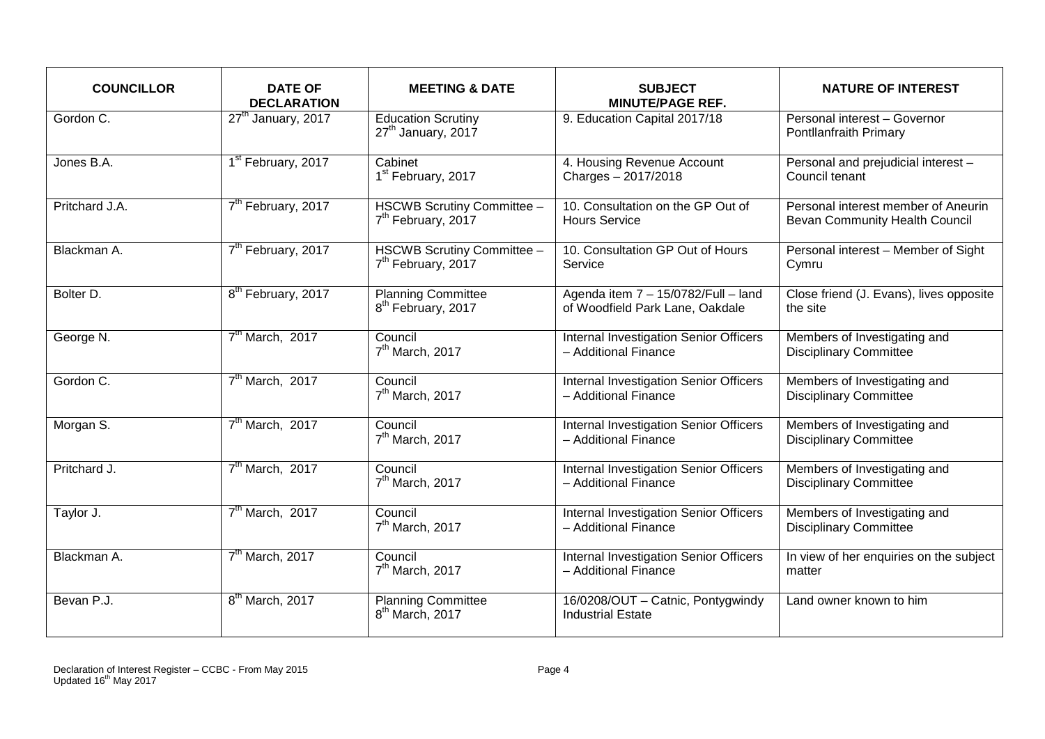| COUNCILLOR | DATE OF DECLARATION | MEETING & DATE | SUBJECT MINUTE/PAGE REF. | NATURE OF INTEREST |
|---|---|---|---|---|
| Gordon C. | 27th January, 2017 | Education Scrutiny 27th January, 2017 | 9. Education Capital 2017/18 | Personal interest – Governor Pontllanfraith Primary |
| Jones B.A. | 1st February, 2017 | Cabinet 1st February, 2017 | 4. Housing Revenue Account Charges – 2017/2018 | Personal and prejudicial interest – Council tenant |
| Pritchard J.A. | 7th February, 2017 | HSCWB Scrutiny Committee – 7th February, 2017 | 10. Consultation on the GP Out of Hours Service | Personal interest member of Aneurin Bevan Community Health Council |
| Blackman A. | 7th February, 2017 | HSCWB Scrutiny Committee – 7th February, 2017 | 10. Consultation GP Out of Hours Service | Personal interest – Member of Sight Cymru |
| Bolter D. | 8th February, 2017 | Planning Committee 8th February, 2017 | Agenda item 7 – 15/0782/Full – land of Woodfield Park Lane, Oakdale | Close friend (J. Evans), lives opposite the site |
| George N. | 7th March, 2017 | Council 7th March, 2017 | Internal Investigation Senior Officers – Additional Finance | Members of Investigating and Disciplinary Committee |
| Gordon C. | 7th March, 2017 | Council 7th March, 2017 | Internal Investigation Senior Officers – Additional Finance | Members of Investigating and Disciplinary Committee |
| Morgan S. | 7th March, 2017 | Council 7th March, 2017 | Internal Investigation Senior Officers – Additional Finance | Members of Investigating and Disciplinary Committee |
| Pritchard J. | 7th March, 2017 | Council 7th March, 2017 | Internal Investigation Senior Officers – Additional Finance | Members of Investigating and Disciplinary Committee |
| Taylor J. | 7th March, 2017 | Council 7th March, 2017 | Internal Investigation Senior Officers – Additional Finance | Members of Investigating and Disciplinary Committee |
| Blackman A. | 7th March, 2017 | Council 7th March, 2017 | Internal Investigation Senior Officers – Additional Finance | In view of her enquiries on the subject matter |
| Bevan P.J. | 8th March, 2017 | Planning Committee 8th March, 2017 | 16/0208/OUT – Catnic, Pontygwindy Industrial Estate | Land owner known to him |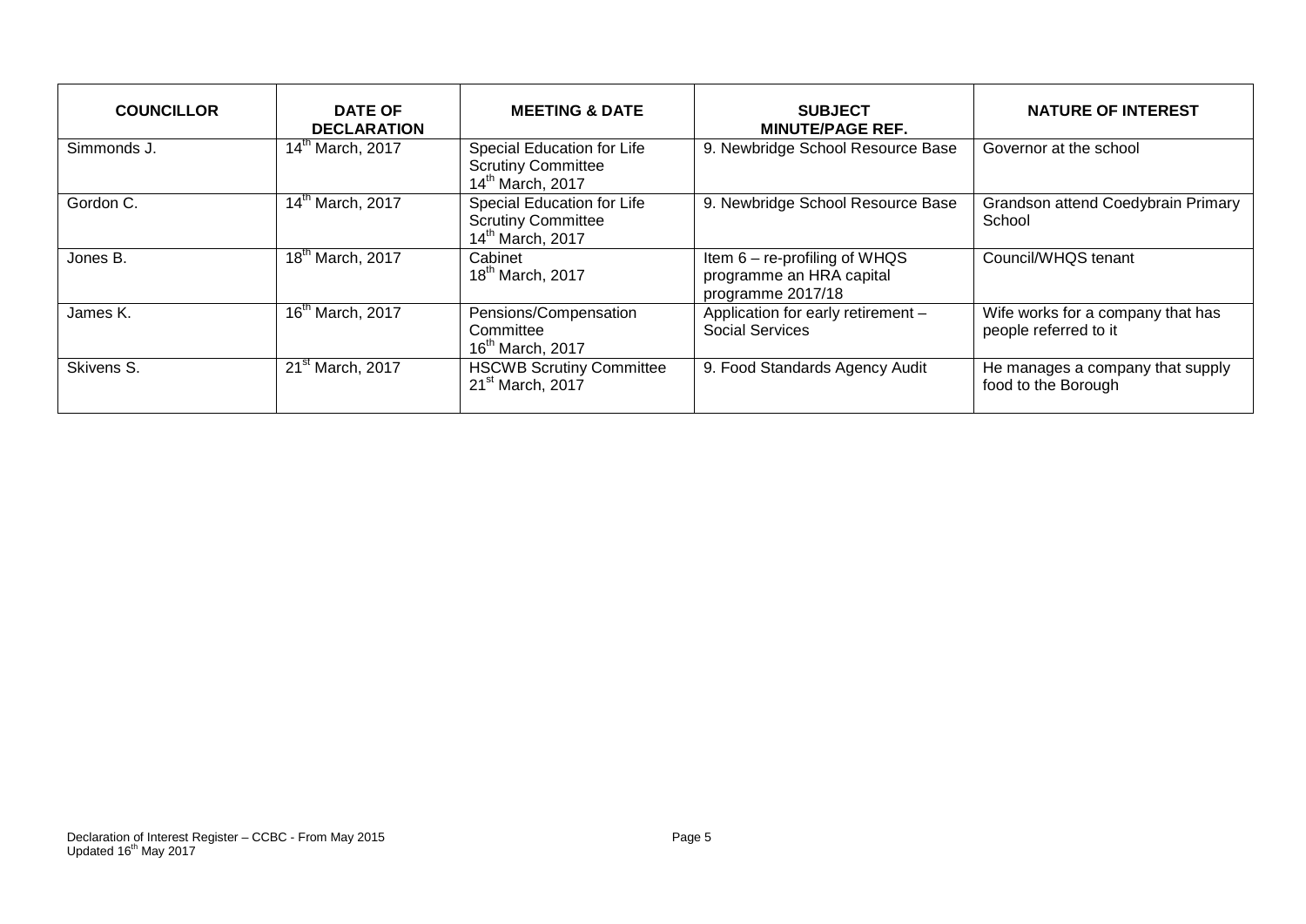| COUNCILLOR | DATE OF DECLARATION | MEETING & DATE | SUBJECT MINUTE/PAGE REF. | NATURE OF INTEREST |
|---|---|---|---|---|
| Simmonds J. | 14th March, 2017 | Special Education for Life Scrutiny Committee 14th March, 2017 | 9. Newbridge School Resource Base | Governor at the school |
| Gordon C. | 14th March, 2017 | Special Education for Life Scrutiny Committee 14th March, 2017 | 9. Newbridge School Resource Base | Grandson attend Coedybrain Primary School |
| Jones B. | 18th March, 2017 | Cabinet 18th March, 2017 | Item 6 – re-profiling of WHQS programme an HRA capital programme 2017/18 | Council/WHQS tenant |
| James K. | 16th March, 2017 | Pensions/Compensation Committee 16th March, 2017 | Application for early retirement – Social Services | Wife works for a company that has people referred to it |
| Skivens S. | 21st March, 2017 | HSCWB Scrutiny Committee 21st March, 2017 | 9. Food Standards Agency Audit | He manages a company that supply food to the Borough |

Declaration of Interest Register – CCBC - From May 2015
Updated 16th May 2017